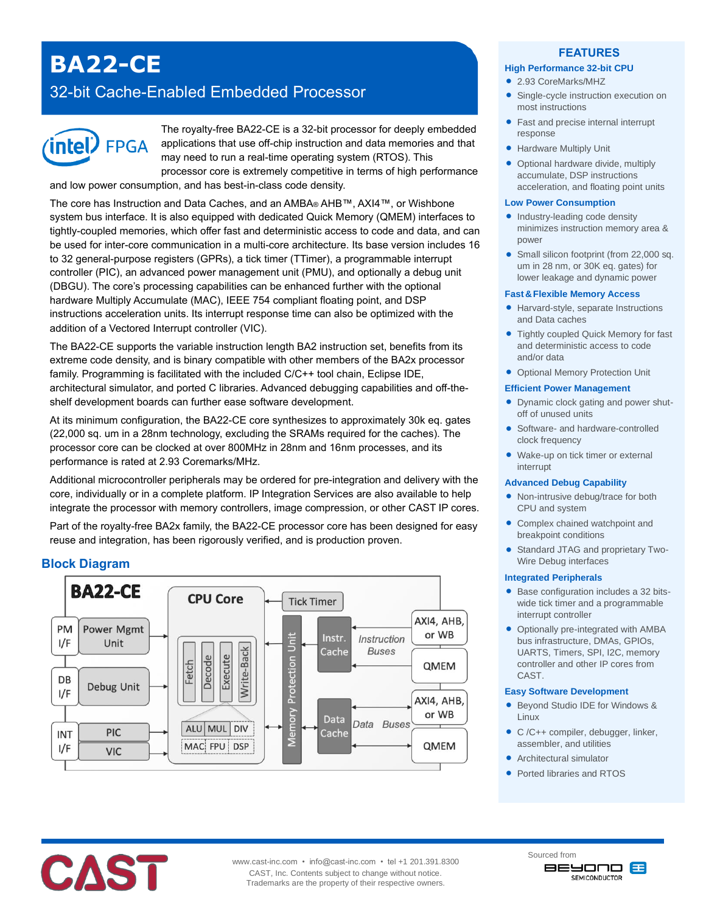# BA22-CE

## 32-bit Cache-Enabled Embedded Processor

The royalty-free BA22-CE is a 32-bit processor for deeply embedded applications that use off-chip instruction and data memories and that may need to run a real-time operating system (RTOS). This processor core is extremely competitive in terms of high performance and low power consumption, and has best-in-class code density.

The core has Instruction and Data Caches, and an AMBA® AHB™, AXI4™, or Wishbone system bus interface. It is also equipped with dedicated Quick Memory (QMEM) interfaces to tightly-coupled memories, which offer fast and deterministic access to code and data, and can be used for inter-core communication in a multi-core architecture. Its base version includes 16 to 32 general-purpose registers (GPRs), a tick timer (TTimer), a programmable interrupt controller (PIC), an advanced power management unit (PMU), and optionally a debug unit (DBGU). The core's processing capabilities can be enhanced further with the optional hardware Multiply Accumulate (MAC), IEEE 754 compliant floating point, and DSP instructions acceleration units. Its interrupt response time can also be optimized with the addition of a Vectored Interrupt controller (VIC).

The BA22-CE supports the variable instruction length BA2 instruction set, benefits from its extreme code density, and is binary compatible with other members of the BA2x processor family. Programming is facilitated with the included C/C++ tool chain, Eclipse IDE, architectural simulator, and ported C libraries. Advanced debugging capabilities and off-the-shelf development boards can further ease software development.

At its minimum configuration, the BA22-CE core synthesizes to approximately 30k eq. gates (22,000 sq. um in a 28nm technology, excluding the SRAMs required for the caches). The processor core can be clocked at over 800MHz in 28nm and 16nm processes, and its performance is rated at 2.93 Coremarks/MHz.

Additional microcontroller peripherals may be ordered for pre-integration and delivery with the core, individually or in a complete platform. IP Integration Services are also available to help integrate the processor with memory controllers, image compression, or other CAST IP cores.

Part of the royalty-free BA2x family, the BA22-CE processor core has been designed for easy reuse and integration, has been rigorously verified, and is production proven.

## Block Diagram

BA22-CE — CPU Core (Fetch, Decode, Execute, Write-Back; ALU, MUL, DIV; MAC, FPU, DSP), Tick Timer, PM I/F – Power Mgmt Unit, DB I/F – Debug Unit, INT I/F – PIC, VIC, Memory Protection Unit, Instr. Cache – Instruction Buses – AXI4, AHB, or WB / QMEM, Data Cache – Data Buses – AXI4, AHB, or WB / QMEM

## FEATURES

### High Performance 32-bit CPU

- 2.93 CoreMarks/MHZ
- Single-cycle instruction execution on most instructions
- Fast and precise internal interrupt response
- Hardware Multiply Unit
- Optional hardware divide, multiply accumulate, DSP instructions acceleration, and floating point units

### Low Power Consumption

- Industry-leading code density minimizes instruction memory area & power
- Small silicon footprint (from 22,000 sq. um in 28 nm, or 30K eq. gates) for lower leakage and dynamic power

### Fast & Flexible Memory Access

- Harvard-style, separate Instructions and Data caches
- Tightly coupled Quick Memory for fast and deterministic access to code and/or data
- Optional Memory Protection Unit

### Efficient Power Management

- Dynamic clock gating and power shut-off of unused units
- Software- and hardware-controlled clock frequency
- Wake-up on tick timer or external interrupt

### Advanced Debug Capability

- Non-intrusive debug/trace for both CPU and system
- Complex chained watchpoint and breakpoint conditions
- Standard JTAG and proprietary Two-Wire Debug interfaces

### Integrated Peripherals

- Base configuration includes a 32 bits-wide tick timer and a programmable interrupt controller
- Optionally pre-integrated with AMBA bus infrastructure, DMAs, GPIOs, UARTS, Timers, SPI, I2C, memory controller and other IP cores from CAST.

### Easy Software Development

- Beyond Studio IDE for Windows & Linux
- C /C++ compiler, debugger, linker, assembler, and utilities
- Architectural simulator
- Ported libraries and RTOS

CAST

www.cast-inc.com • info@cast-inc.com • tel +1 201.391.8300
CAST, Inc. Contents subject to change without notice.
Trademarks are the property of their respective owners.

Sourced from BEYOND SEMICONDUCTOR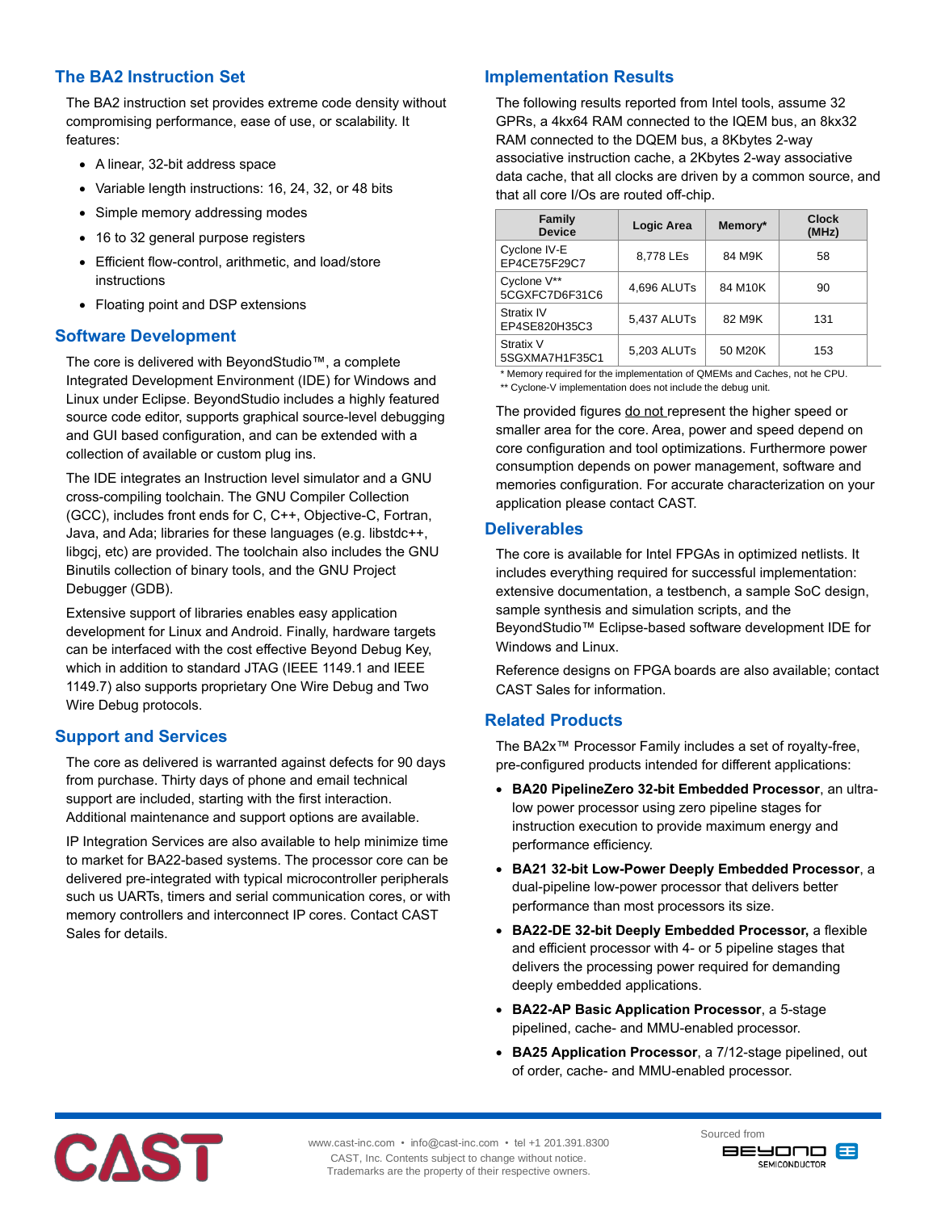## The BA2 Instruction Set

The BA2 instruction set provides extreme code density without compromising performance, ease of use, or scalability. It features:

- A linear, 32-bit address space
- Variable length instructions: 16, 24, 32, or 48 bits
- Simple memory addressing modes
- 16 to 32 general purpose registers
- Efficient flow-control, arithmetic, and load/store instructions
- Floating point and DSP extensions

## Software Development

The core is delivered with BeyondStudio™, a complete Integrated Development Environment (IDE) for Windows and Linux under Eclipse. BeyondStudio includes a highly featured source code editor, supports graphical source-level debugging and GUI based configuration, and can be extended with a collection of available or custom plug ins.

The IDE integrates an Instruction level simulator and a GNU cross-compiling toolchain. The GNU Compiler Collection (GCC), includes front ends for C, C++, Objective-C, Fortran, Java, and Ada; libraries for these languages (e.g. libstdc++, libgcj, etc) are provided. The toolchain also includes the GNU Binutils collection of binary tools, and the GNU Project Debugger (GDB).

Extensive support of libraries enables easy application development for Linux and Android. Finally, hardware targets can be interfaced with the cost effective Beyond Debug Key, which in addition to standard JTAG (IEEE 1149.1 and IEEE 1149.7) also supports proprietary One Wire Debug and Two Wire Debug protocols.

## Support and Services

The core as delivered is warranted against defects for 90 days from purchase. Thirty days of phone and email technical support are included, starting with the first interaction. Additional maintenance and support options are available.

IP Integration Services are also available to help minimize time to market for BA22-based systems. The processor core can be delivered pre-integrated with typical microcontroller peripherals such us UARTs, timers and serial communication cores, or with memory controllers and interconnect IP cores. Contact CAST Sales for details.

## Implementation Results

The following results reported from Intel tools, assume 32 GPRs, a 4kx64 RAM connected to the IQEM bus, an 8kx32 RAM connected to the DQEM bus, a 8Kbytes 2-way associative instruction cache, a 2Kbytes 2-way associative data cache, that all clocks are driven by a common source, and that all core I/Os are routed off-chip.

| Family Device | Logic Area | Memory* | Clock (MHz) |
|---|---|---|---|
| Cyclone IV-E EP4CE75F29C7 | 8,778 LEs | 84 M9K | 58 |
| Cyclone V** 5CGXFC7D6F31C6 | 4,696 ALUTs | 84 M10K | 90 |
| Stratix IV EP4SE820H35C3 | 5,437 ALUTs | 82 M9K | 131 |
| Stratix V 5SGXMA7H1F35C1 | 5,203 ALUTs | 50 M20K | 153 |

\* Memory required for the implementation of QMEMs and Caches, not he CPU.
** Cyclone-V implementation does not include the debug unit.

The provided figures do not represent the higher speed or smaller area for the core. Area, power and speed depend on core configuration and tool optimizations. Furthermore power consumption depends on power management, software and memories configuration. For accurate characterization on your application please contact CAST.

## Deliverables

The core is available for Intel FPGAs in optimized netlists. It includes everything required for successful implementation: extensive documentation, a testbench, a sample SoC design, sample synthesis and simulation scripts, and the BeyondStudio™ Eclipse-based software development IDE for Windows and Linux.

Reference designs on FPGA boards are also available; contact CAST Sales for information.

## Related Products

The BA2x™ Processor Family includes a set of royalty-free, pre-configured products intended for different applications:

- **BA20 PipelineZero 32-bit Embedded Processor**, an ultra-low power processor using zero pipeline stages for instruction execution to provide maximum energy and performance efficiency.
- **BA21 32-bit Low-Power Deeply Embedded Processor**, a dual-pipeline low-power processor that delivers better performance than most processors its size.
- **BA22-DE 32-bit Deeply Embedded Processor,** a flexible and efficient processor with 4- or 5 pipeline stages that delivers the processing power required for demanding deeply embedded applications.
- **BA22-AP Basic Application Processor**, a 5-stage pipelined, cache- and MMU-enabled processor.
- **BA25 Application Processor**, a 7/12-stage pipelined, out of order, cache- and MMU-enabled processor.

CAST

www.cast-inc.com • info@cast-inc.com • tel +1 201.391.8300
CAST, Inc. Contents subject to change without notice.
Trademarks are the property of their respective owners.

Sourced from BEYOND SEMICONDUCTOR